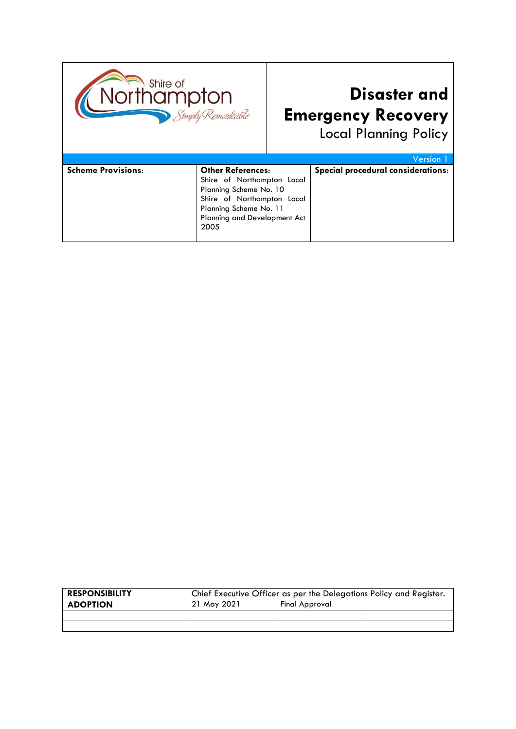Shire of Northampton
*Simply Remarkable*

# Disaster and Emergency Recovery

## Local Planning Policy

Version 1

| **Scheme Provisions:** | **Other References:** | **Special procedural considerations:** |
|---|---|---|
| | Shire of Northampton Local Planning Scheme No. 10<br>Shire of Northampton Local Planning Scheme No. 11<br>Planning and Development Act 2005 | |

| **RESPONSIBILITY** | Chief Executive Officer as per the Delegations Policy and Register. | | |
|---|---|---|---|
| **ADOPTION** | 21 May 2021 | Final Approval | |
| | | | |
| | | | |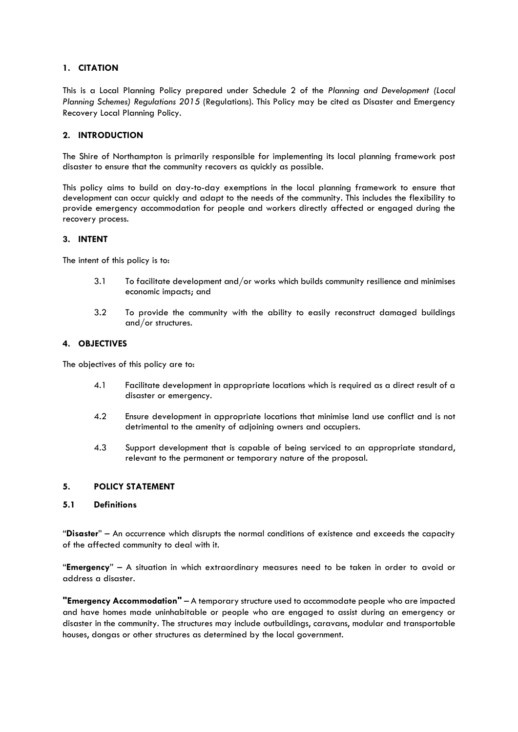## 1. CITATION

This is a Local Planning Policy prepared under Schedule 2 of the *Planning and Development (Local Planning Schemes) Regulations 2015* (Regulations). This Policy may be cited as Disaster and Emergency Recovery Local Planning Policy.

## 2. INTRODUCTION

The Shire of Northampton is primarily responsible for implementing its local planning framework post disaster to ensure that the community recovers as quickly as possible.

This policy aims to build on day-to-day exemptions in the local planning framework to ensure that development can occur quickly and adapt to the needs of the community. This includes the flexibility to provide emergency accommodation for people and workers directly affected or engaged during the recovery process.

## 3. INTENT

The intent of this policy is to:

3.1 To facilitate development and/or works which builds community resilience and minimises economic impacts; and

3.2 To provide the community with the ability to easily reconstruct damaged buildings and/or structures.

## 4. OBJECTIVES

The objectives of this policy are to:

4.1 Facilitate development in appropriate locations which is required as a direct result of a disaster or emergency.

4.2 Ensure development in appropriate locations that minimise land use conflict and is not detrimental to the amenity of adjoining owners and occupiers.

4.3 Support development that is capable of being serviced to an appropriate standard, relevant to the permanent or temporary nature of the proposal.

## 5. POLICY STATEMENT

### 5.1 Definitions

"**Disaster**" – An occurrence which disrupts the normal conditions of existence and exceeds the capacity of the affected community to deal with it.

"**Emergency**" – A situation in which extraordinary measures need to be taken in order to avoid or address a disaster.

**"Emergency Accommodation"** – A temporary structure used to accommodate people who are impacted and have homes made uninhabitable or people who are engaged to assist during an emergency or disaster in the community. The structures may include outbuildings, caravans, modular and transportable houses, dongas or other structures as determined by the local government.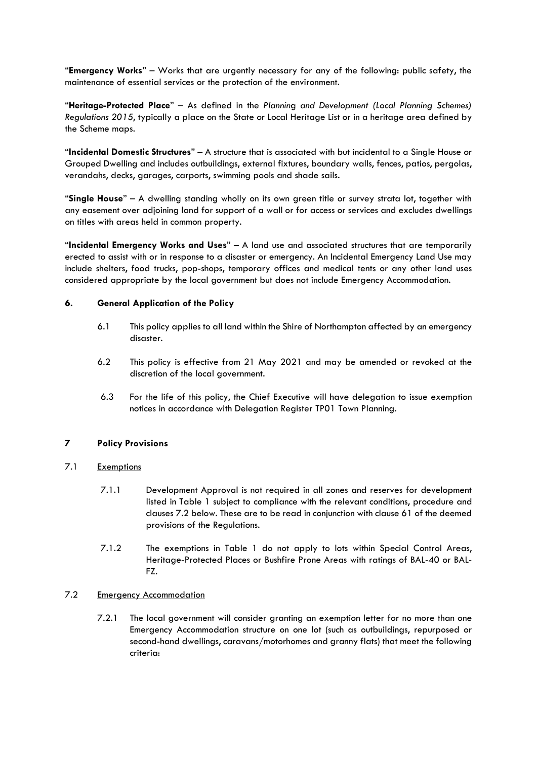"**Emergency Works**" – Works that are urgently necessary for any of the following: public safety, the maintenance of essential services or the protection of the environment.

"**Heritage-Protected Place**" – As defined in the *Planning and Development (Local Planning Schemes) Regulations 2015*, typically a place on the State or Local Heritage List or in a heritage area defined by the Scheme maps.

"**Incidental Domestic Structures**" – A structure that is associated with but incidental to a Single House or Grouped Dwelling and includes outbuildings, external fixtures, boundary walls, fences, patios, pergolas, verandahs, decks, garages, carports, swimming pools and shade sails.

"**Single House**" – A dwelling standing wholly on its own green title or survey strata lot, together with any easement over adjoining land for support of a wall or for access or services and excludes dwellings on titles with areas held in common property.

"**Incidental Emergency Works and Uses**" – A land use and associated structures that are temporarily erected to assist with or in response to a disaster or emergency. An Incidental Emergency Land Use may include shelters, food trucks, pop-shops, temporary offices and medical tents or any other land uses considered appropriate by the local government but does not include Emergency Accommodation.

## 6. General Application of the Policy

6.1 This policy applies to all land within the Shire of Northampton affected by an emergency disaster.

6.2 This policy is effective from 21 May 2021 and may be amended or revoked at the discretion of the local government.

6.3 For the life of this policy, the Chief Executive will have delegation to issue exemption notices in accordance with Delegation Register TP01 Town Planning.

## 7 Policy Provisions

### 7.1 Exemptions

7.1.1 Development Approval is not required in all zones and reserves for development listed in Table 1 subject to compliance with the relevant conditions, procedure and clauses 7.2 below. These are to be read in conjunction with clause 61 of the deemed provisions of the Regulations.

7.1.2 The exemptions in Table 1 do not apply to lots within Special Control Areas, Heritage-Protected Places or Bushfire Prone Areas with ratings of BAL-40 or BAL-FZ.

### 7.2 Emergency Accommodation

7.2.1 The local government will consider granting an exemption letter for no more than one Emergency Accommodation structure on one lot (such as outbuildings, repurposed or second-hand dwellings, caravans/motorhomes and granny flats) that meet the following criteria: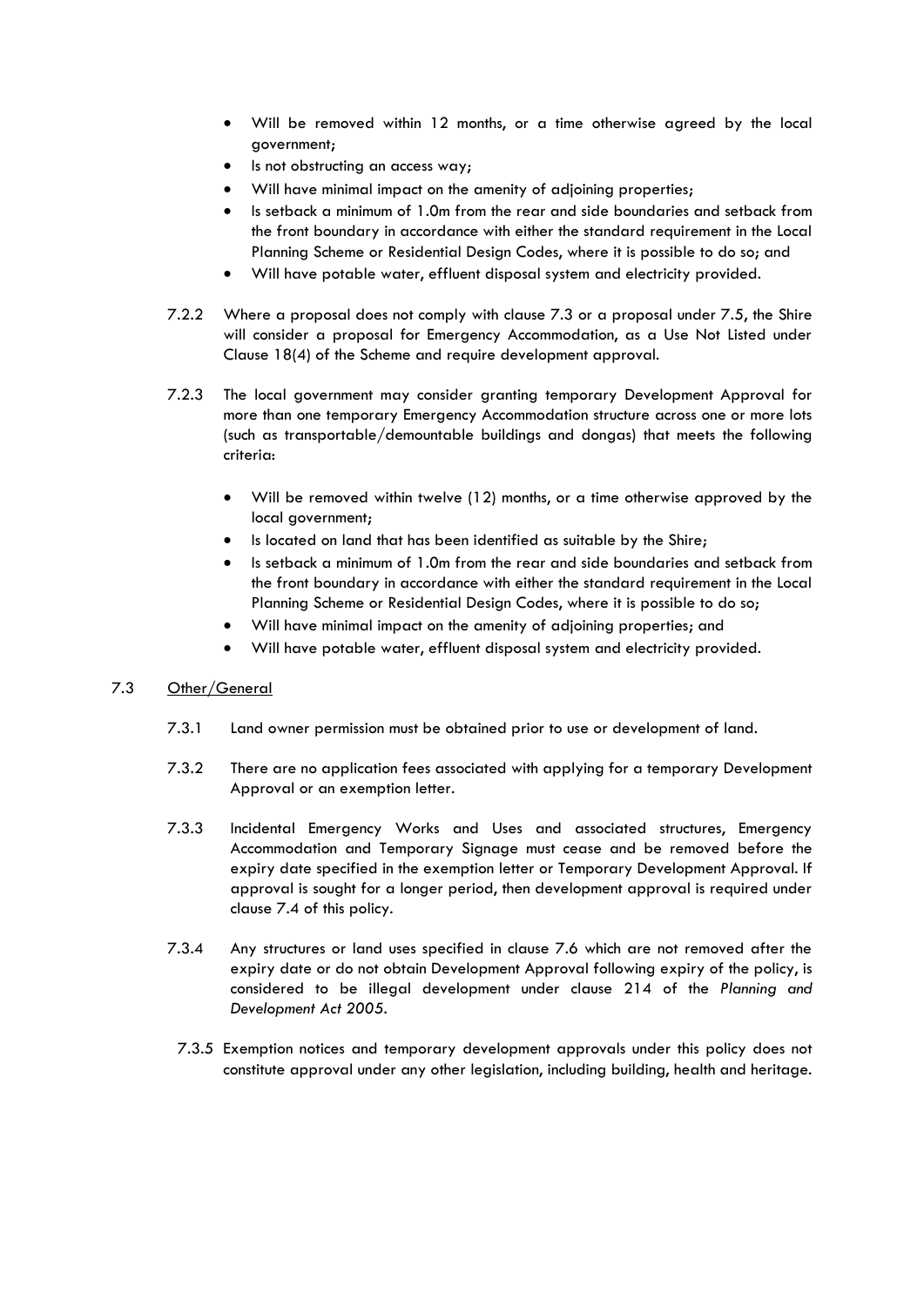- Will be removed within 12 months, or a time otherwise agreed by the local government;
- Is not obstructing an access way;
- Will have minimal impact on the amenity of adjoining properties;
- Is setback a minimum of 1.0m from the rear and side boundaries and setback from the front boundary in accordance with either the standard requirement in the Local Planning Scheme or Residential Design Codes, where it is possible to do so; and
- Will have potable water, effluent disposal system and electricity provided.

7.2.2 Where a proposal does not comply with clause 7.3 or a proposal under 7.5, the Shire will consider a proposal for Emergency Accommodation, as a Use Not Listed under Clause 18(4) of the Scheme and require development approval.

7.2.3 The local government may consider granting temporary Development Approval for more than one temporary Emergency Accommodation structure across one or more lots (such as transportable/demountable buildings and dongas) that meets the following criteria:

- Will be removed within twelve (12) months, or a time otherwise approved by the local government;
- Is located on land that has been identified as suitable by the Shire;
- Is setback a minimum of 1.0m from the rear and side boundaries and setback from the front boundary in accordance with either the standard requirement in the Local Planning Scheme or Residential Design Codes, where it is possible to do so;
- Will have minimal impact on the amenity of adjoining properties; and
- Will have potable water, effluent disposal system and electricity provided.

## 7.3 Other/General

7.3.1 Land owner permission must be obtained prior to use or development of land.

7.3.2 There are no application fees associated with applying for a temporary Development Approval or an exemption letter.

7.3.3 Incidental Emergency Works and Uses and associated structures, Emergency Accommodation and Temporary Signage must cease and be removed before the expiry date specified in the exemption letter or Temporary Development Approval. If approval is sought for a longer period, then development approval is required under clause 7.4 of this policy.

7.3.4 Any structures or land uses specified in clause 7.6 which are not removed after the expiry date or do not obtain Development Approval following expiry of the policy, is considered to be illegal development under clause 214 of the *Planning and Development Act 2005*.

7.3.5 Exemption notices and temporary development approvals under this policy does not constitute approval under any other legislation, including building, health and heritage.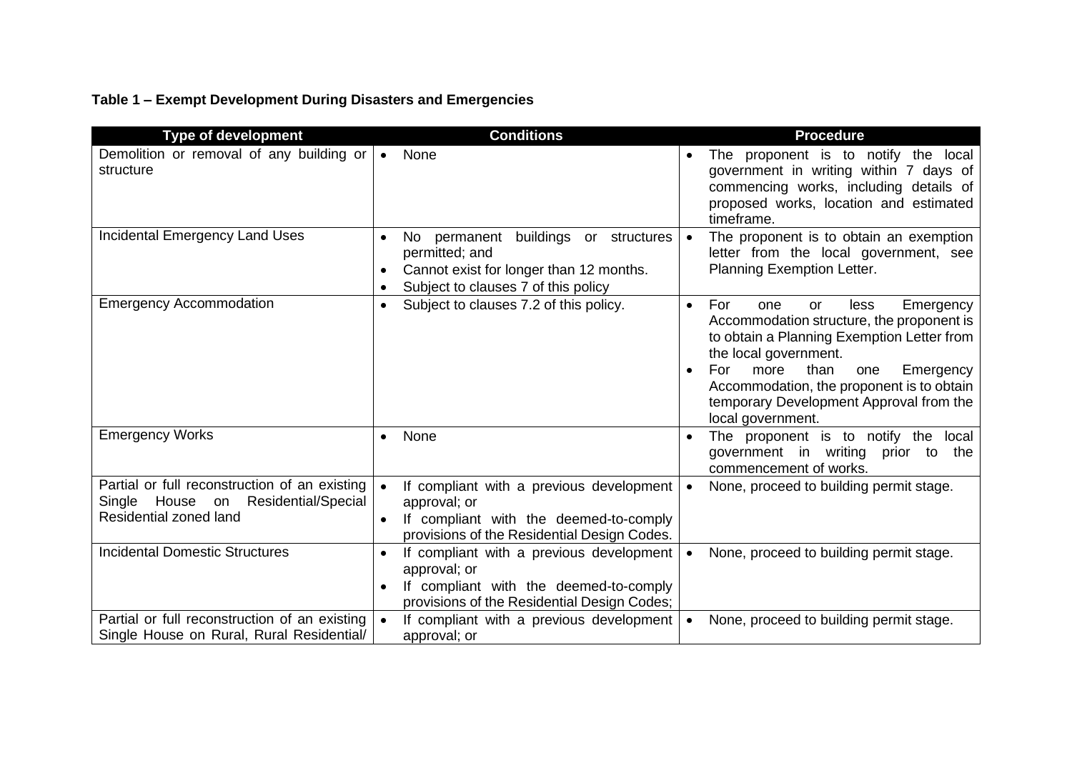**Table 1 – Exempt Development During Disasters and Emergencies**

| Type of development | Conditions | Procedure |
|---|---|---|
| Demolition or removal of any building or structure | • None | • The proponent is to notify the local government in writing within 7 days of commencing works, including details of proposed works, location and estimated timeframe. |
| Incidental Emergency Land Uses | • No permanent buildings or structures permitted; and<br>• Cannot exist for longer than 12 months.<br>• Subject to clauses 7 of this policy | • The proponent is to obtain an exemption letter from the local government, see Planning Exemption Letter. |
| Emergency Accommodation | • Subject to clauses 7.2 of this policy. | • For one or less Emergency Accommodation structure, the proponent is to obtain a Planning Exemption Letter from the local government.<br>• For more than one Emergency Accommodation, the proponent is to obtain temporary Development Approval from the local government. |
| Emergency Works | • None | • The proponent is to notify the local government in writing prior to the commencement of works. |
| Partial or full reconstruction of an existing Single House on Residential/Special Residential zoned land | • If compliant with a previous development approval; or<br>• If compliant with the deemed-to-comply provisions of the Residential Design Codes. | • None, proceed to building permit stage. |
| Incidental Domestic Structures | • If compliant with a previous development approval; or<br>• If compliant with the deemed-to-comply provisions of the Residential Design Codes; | • None, proceed to building permit stage. |
| Partial or full reconstruction of an existing Single House on Rural, Rural Residential/ | • If compliant with a previous development approval; or | • None, proceed to building permit stage. |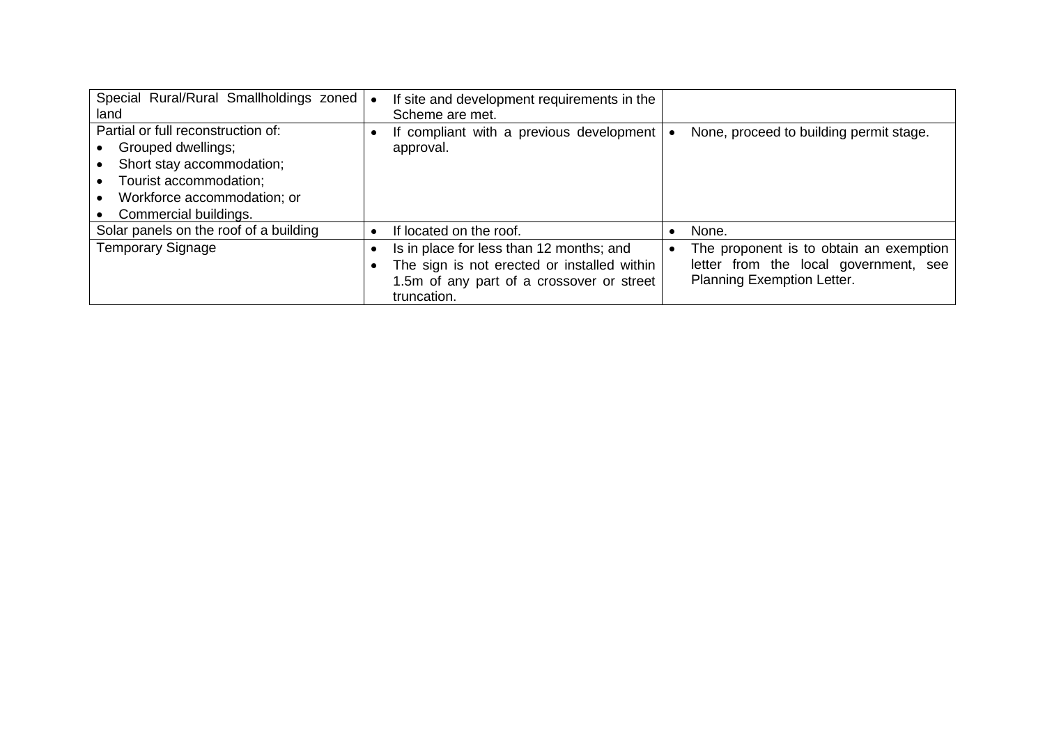| | | |
|---|---|---|
| Special Rural/Rural Smallholdings zoned land | • If site and development requirements in the Scheme are met. | |
| Partial or full reconstruction of:<br>• Grouped dwellings;<br>• Short stay accommodation;<br>• Tourist accommodation;<br>• Workforce accommodation; or<br>• Commercial buildings. | • If compliant with a previous development approval. | • None, proceed to building permit stage. |
| Solar panels on the roof of a building | • If located on the roof. | • None. |
| Temporary Signage | • Is in place for less than 12 months; and<br>• The sign is not erected or installed within 1.5m of any part of a crossover or street truncation. | • The proponent is to obtain an exemption letter from the local government, see Planning Exemption Letter. |